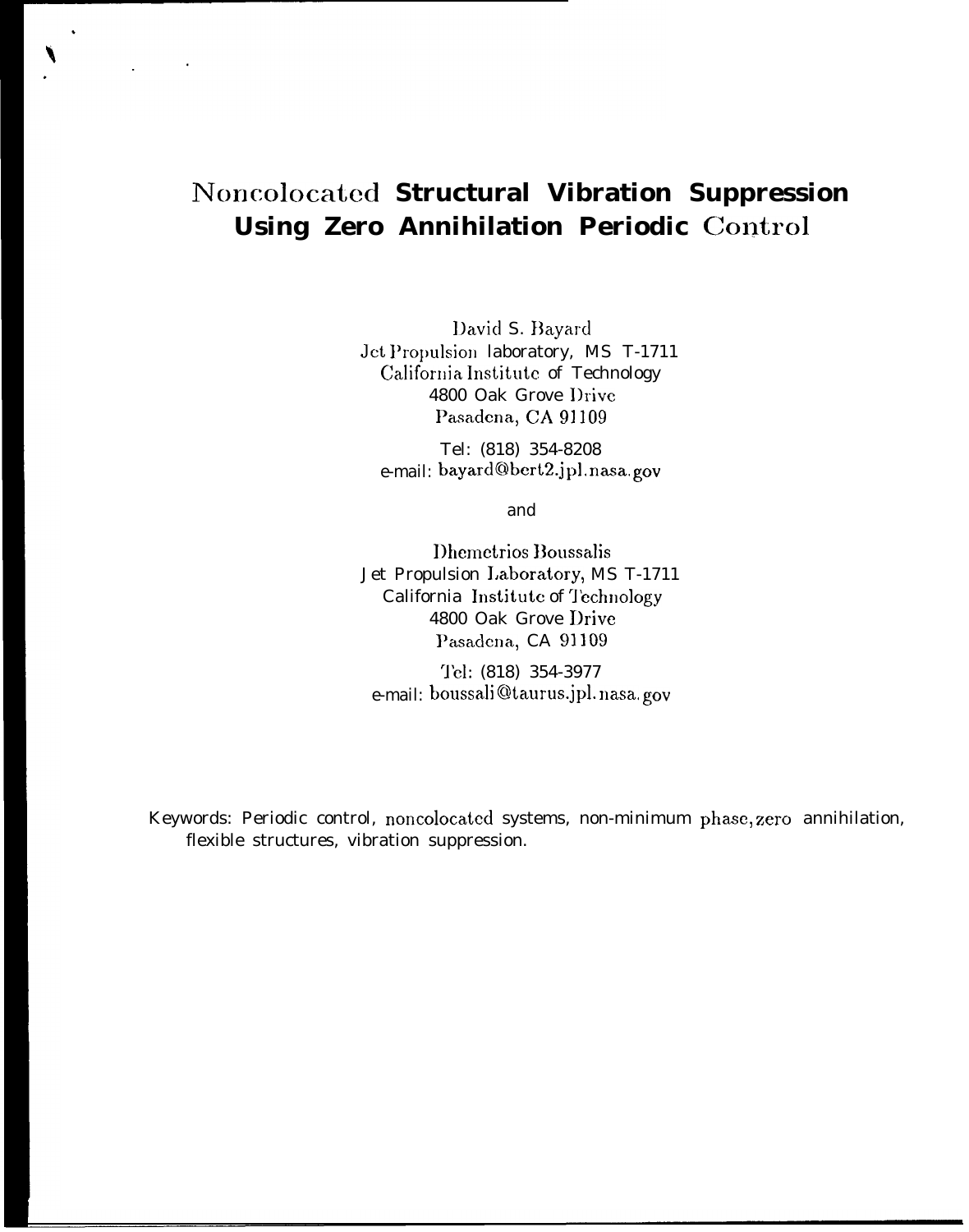# Noncolocated Structural Vibration Suppression Using Zero Annihilation Periodic Control

David S. Bayard
Jet Propulsion laboratory, MS T-1711
California Institute of Technology
4800 Oak Grove Drive
Pasadena, CA 91109

Tel: (818) 354-8208
e-mail: bayard@bert2.jpl.nasa.gov

and

Dhemetrios Boussalis
Jet Propulsion Laboratory, MS T-1711
California Institute of Technology
4800 Oak Grove Drive
Pasadena, CA 91109

Tel: (818) 354-3977
e-mail: boussali@taurus.jpl.nasa.gov

Keywords: Periodic control, noncolocated systems, non-minimum phase, zero annihilation, flexible structures, vibration suppression.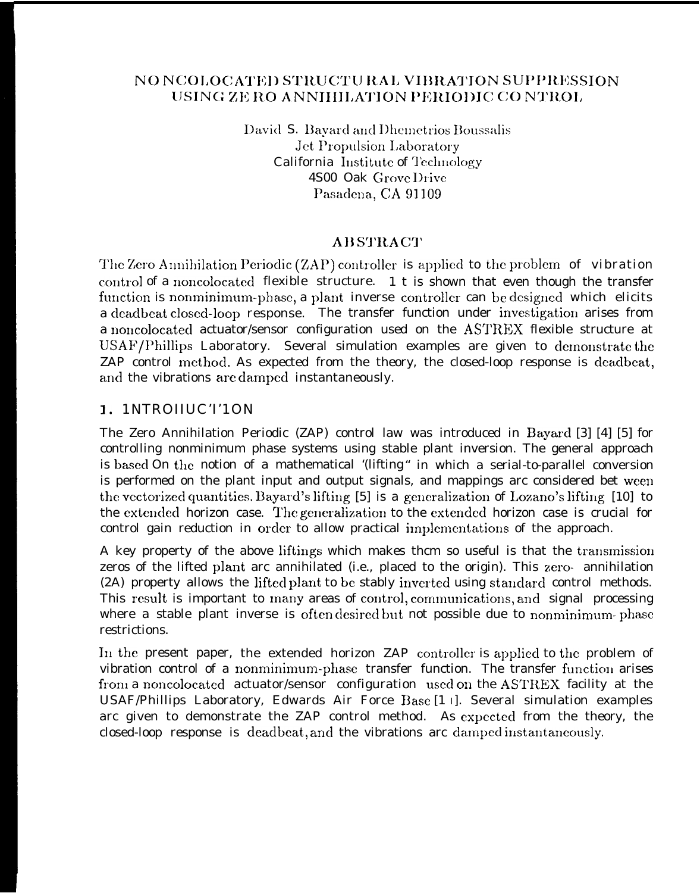# NONCOLOCATED STRUCTURAL VIBRATION SUPPRESSION USING ZERO ANNIHILATION PERIODIC CONTROL

David S. Bayard and Dhemetrios Boussalis
Jet Propulsion Laboratory
California Institute of Technology
4800 Oak Grove Drive
Pasadena, CA 91109

## ABSTRACT

The Zero Annihilation Periodic (ZAP) controller is applied to the problem of vibration control of a noncolocated flexible structure. It is shown that even though the transfer function is nonminimum-phase, a plant inverse controller can be designed which elicits a deadbeat closed-loop response. The transfer function under investigation arises from a noncolocated actuator/sensor configuration used on the ASTREX flexible structure at USAF/Phillips Laboratory. Several simulation examples are given to demonstrate the ZAP control method. As expected from the theory, the closed-loop response is deadbeat, and the vibrations are damped instantaneously.

## 1. INTRODUCTION

The Zero Annihilation Periodic (ZAP) control law was introduced in Bayard [3] [4] [5] for controlling nonminimum phase systems using stable plant inversion. The general approach is based on the notion of a mathematical "lifting" in which a serial-to-parallel conversion is performed on the plant input and output signals, and mappings are considered between the vectorized quantities. Bayard's lifting [5] is a generalization of Lozano's lifting [10] to the extended horizon case. The generalization to the extended horizon case is crucial for control gain reduction in order to allow practical implementations of the approach.

A key property of the above liftings which makes them so useful is that the transmission zeros of the lifted plant are annihilated (i.e., placed to the origin). This zero-annihilation (ZA) property allows the lifted plant to be stably inverted using standard control methods. This result is important to many areas of control, communications, and signal processing where a stable plant inverse is often desired but not possible due to nonminimum-phase restrictions.

In the present paper, the extended horizon ZAP controller is applied to the problem of vibration control of a nonminimum-phase transfer function. The transfer function arises from a noncolocated actuator/sensor configuration used on the ASTREX facility at the USAF/Phillips Laboratory, Edwards Air Force Base [11]. Several simulation examples are given to demonstrate the ZAP control method. As expected from the theory, the closed-loop response is deadbeat, and the vibrations are damped instantaneously.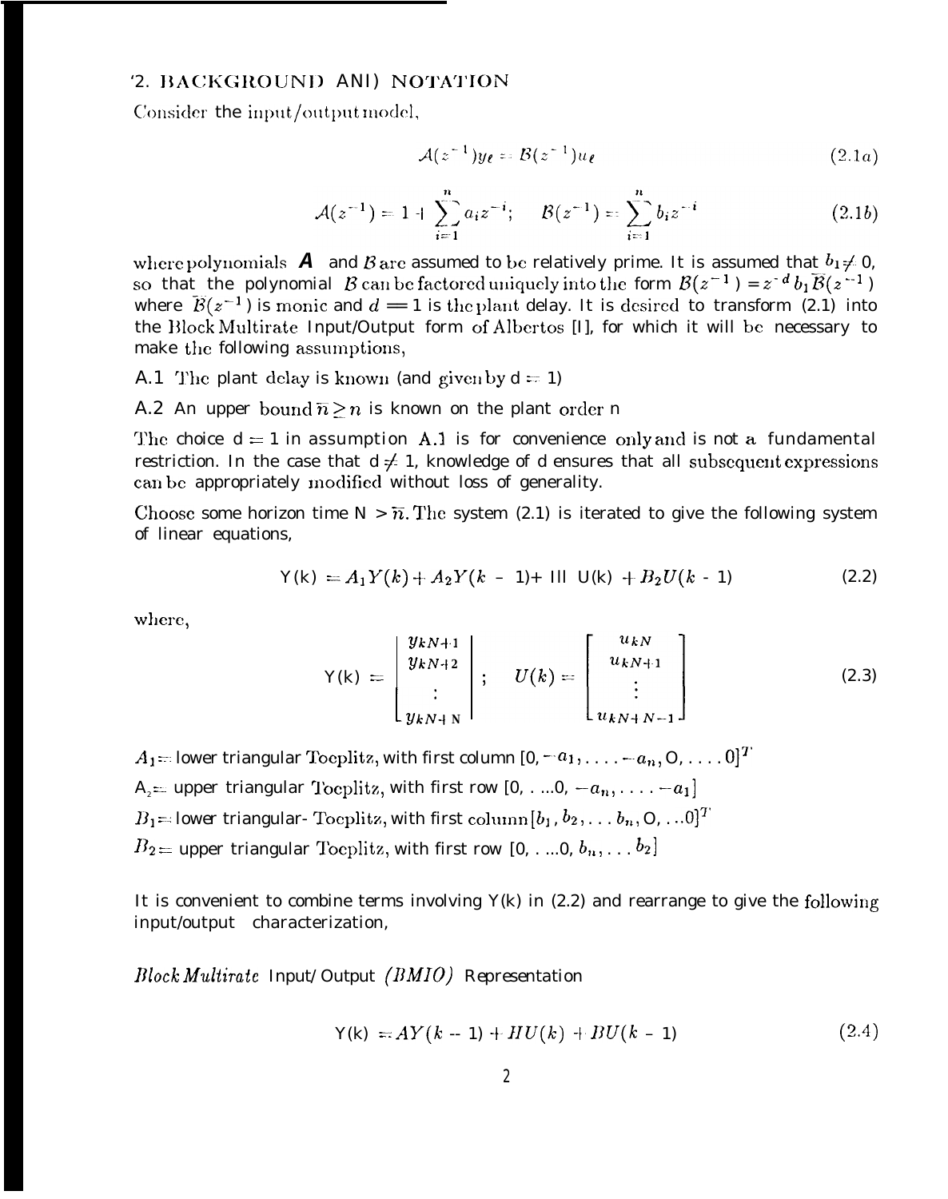## 2. BACKGROUND AND NOTATION

Consider the input/output model,

$$\mathcal{A}(z^{-1})y_\ell = \mathcal{B}(z^{-1})u_\ell \tag{2.1a}$$

$$\mathcal{A}(z^{-1}) = 1 + \sum_{i=1}^{n} a_i z^{-i}; \qquad \mathcal{B}(z^{-1}) = \sum_{i=1}^{n} b_i z^{-i} \tag{2.1b}$$

where polynomials $\mathcal{A}$ and $\mathcal{B}$ are assumed to be relatively prime. It is assumed that $b_1 \neq 0$, so that the polynomial $\mathcal{B}$ can be factored uniquely into the form $\mathcal{B}(z^{-1}) = z^{-d} b_1 \bar{\mathcal{B}}(z^{-1})$ where $\bar{\mathcal{B}}(z^{-1})$ is monic and $d = 1$ is the plant delay. It is desired to transform (2.1) into the Block Multirate Input/Output form of Albertos [1], for which it will be necessary to make the following assumptions,

A.1 The plant delay is known (and given by $d = 1$)

A.2 An upper bound $\bar{n} \geq n$ is known on the plant order n

The choice $d = 1$ in assumption A.1 is for convenience only and is not a fundamental restriction. In the case that $d \neq 1$, knowledge of d ensures that all subsequent expressions can be appropriately modified without loss of generality.

Choose some horizon time $N > \bar{n}$. The system (2.1) is iterated to give the following system of linear equations,

$$Y(k) = A_1 Y(k) + A_2 Y(k-1) + B_1 U(k) + B_2 U(k-1) \tag{2.2}$$

where,

$$Y(k) = \begin{bmatrix} y_{kN+1} \\ y_{kN+2} \\ \vdots \\ y_{kN+N} \end{bmatrix}; \qquad U(k) = \begin{bmatrix} u_{kN} \\ u_{kN+1} \\ \vdots \\ u_{kN+N-1} \end{bmatrix} \tag{2.3}$$

$A_1 =$ lower triangular Toeplitz, with first column $[0, -a_1, \ldots -a_n, 0, \ldots 0]^T$

$A_2 =$ upper triangular Toeplitz, with first row $[0, \ldots 0, -a_n, \ldots -a_1]$

$B_1 =$ lower triangular Toeplitz, with first column $[b_1, b_2, \ldots b_n, 0, \ldots 0]^T$

$B_2 =$ upper triangular Toeplitz, with first row $[0, \ldots 0, b_n, \ldots b_2]$

It is convenient to combine terms involving Y(k) in (2.2) and rearrange to give the following input/output characterization,

*Block Multirate* Input/Output *(BMIO)* Representation

$$Y(k) = AY(k-1) + HU(k) + BU(k-1) \tag{2.4}$$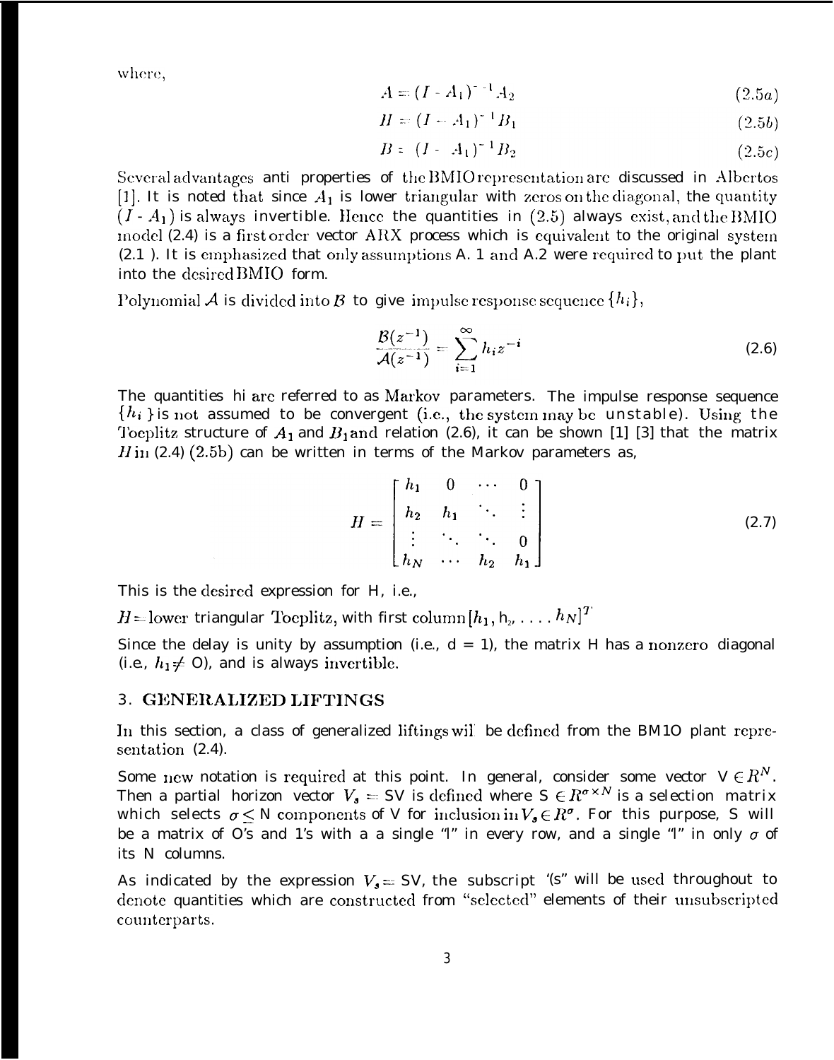where,

$$A = (I - A_1)^{-1} A_2 \tag{2.5a}$$

$$H = (I - A_1)^{-1} B_1 \tag{2.5b}$$

$$B = (I - A_1)^{-1} B_2 \tag{2.5c}$$

Several advantages anti properties of the BMIO representation are discussed in Albertos [1]. It is noted that since $A_1$ is lower triangular with zeros on the diagonal, the quantity $(I - A_1)$ is always invertible. Hence the quantities in (2.5) always exist, and the BMIO model (2.4) is a first order vector ARX process which is equivalent to the original system (2.1 ). It is emphasized that only assumptions A. 1 and A.2 were required to put the plant into the desired BMIO form.

Polynomial $\mathcal{A}$ is divided into $\mathcal{B}$ to give impulse response sequence $\{h_i\}$,

$$\frac{\mathcal{B}(z^{-1})}{\mathcal{A}(z^{-1})} = \sum_{i=1}^{\infty} h_i z^{-i} \tag{2.6}$$

The quantities hi are referred to as Markov parameters. The impulse response sequence $\{h_i\}$ is not assumed to be convergent (i.e., the system may be unstable). Using the Toeplitz structure of $A_1$ and $B_1$ and relation (2.6), it can be shown [1] [3] that the matrix $H$ in (2.4) (2.5b) can be written in terms of the Markov parameters as,

$$H = \begin{bmatrix} h_1 & 0 & \cdots & 0 \\ h_2 & h_1 & \ddots & \vdots \\ \vdots & \ddots & \ddots & 0 \\ h_N & \cdots & h_2 & h_1 \end{bmatrix} \tag{2.7}$$

This is the desired expression for H, i.e.,

$H$ = lower triangular Toeplitz, with first column $[h_1, h_2, \ldots, h_N]^T$

Since the delay is unity by assumption (i.e., d = 1), the matrix H has a nonzero diagonal (i.e., $h_1 \neq 0$), and is always invertible.

## 3. GENERALIZED LIFTINGS

In this section, a class of generalized liftings wil be defined from the BM1O plant representation (2.4).

Some new notation is required at this point. In general, consider some vector $V \in R^N$. Then a partial horizon vector $V_s = SV$ is defined where $S \in R^{\sigma \times N}$ is a selection matrix which selects $\sigma \leq N$ components of V for inclusion in $V_s \in R^{\sigma}$. For this purpose, S will be a matrix of O's and 1's with a a single "1" in every row, and a single "l" in only $\sigma$ of its N columns.

As indicated by the expression $V_s = SV$, the subscript '(s" will be used throughout to denote quantities which are constructed from "selected" elements of their unsubscripted counterparts.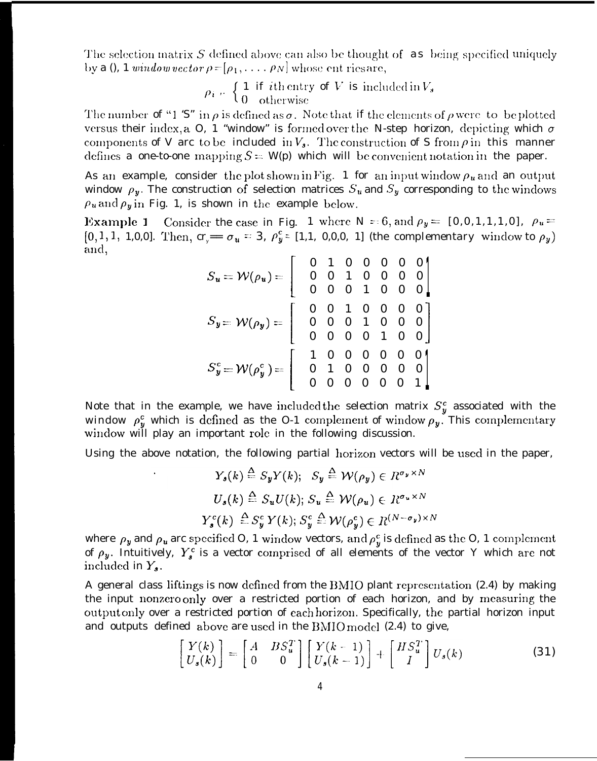The selection matrix $S$ defined above can also be thought of as being specified uniquely by a (), 1 *window vector* $\rho = [\rho_1, \ldots, \rho_N]$ whose entries are,

$$\rho_i = \begin{cases} 1 & \text{if } i\text{th entry of } V \text{ is included in } V_s \\ 0 & \text{otherwise} \end{cases}$$

The number of "1 'S" in $\rho$ is defined as $\sigma$. Note that if the elements of $\rho$ were to be plotted versus their index, a O, 1 "window" is formed over the N-step horizon, depicting which $\sigma$ components of V are to be included in $V_s$. The construction of S from $\rho$ in this manner defines a one-to-one mapping $S = W(\rho)$ which will be convenient notation in the paper.

As an example, consider the plot shown in Fig. 1 for an input window $\rho_u$ and an output window $\rho_y$. The construction of selection matrices $S_u$ and $S_y$ corresponding to the windows $\rho_u$ and $\rho_y$ in Fig. 1, is shown in the example below.

**Example 1** Consider the case in Fig. 1 where $N = 6$, and $\rho_y = [0,0,1,1,1,0]$, $\rho_u = [0,1,1,1,0,0]$. Then, $\sigma_y = \sigma_u = 3$, $\rho_y^c = [1,1,0,0,0,1]$ (the complementary window to $\rho_y$) and,

$$S_u = \mathcal{W}(\rho_u) = \begin{bmatrix} 0 & 1 & 0 & 0 & 0 & 0 & 0 \\ 0 & 0 & 1 & 0 & 0 & 0 & 0 \\ 0 & 0 & 0 & 1 & 0 & 0 & 0 \end{bmatrix}$$

$$S_y = \mathcal{W}(\rho_y) = \begin{bmatrix} 0 & 0 & 1 & 0 & 0 & 0 & 0 \\ 0 & 0 & 0 & 1 & 0 & 0 & 0 \\ 0 & 0 & 0 & 0 & 1 & 0 & 0 \end{bmatrix}$$

$$S_y^c = \mathcal{W}(\rho_y^c) = \begin{bmatrix} 1 & 0 & 0 & 0 & 0 & 0 & 0 \\ 0 & 1 & 0 & 0 & 0 & 0 & 0 \\ 0 & 0 & 0 & 0 & 0 & 0 & 1 \end{bmatrix}$$

Note that in the example, we have included the selection matrix $S_y^c$ associated with the window $\rho_y^c$ which is defined as the 0-1 complement of window $\rho_y$. This complementary window will play an important role in the following discussion.

Using the above notation, the following partial horizon vectors will be used in the paper,

$$Y_s(k) \triangleq S_y Y(k); \quad S_y \triangleq \mathcal{W}(\rho_y) \in R^{\sigma_y \times N}$$

$$U_s(k) \triangleq S_u U(k); \; S_u \triangleq \mathcal{W}(\rho_u) \in R^{\sigma_u \times N}$$

$$Y_s^c(k) \triangleq S_y^c Y(k); \; S_y^c \triangleq \mathcal{W}(\rho_y^c) \in R^{(N-\sigma_y) \times N}$$

where $\rho_y$ and $\rho_u$ are specified O, 1 window vectors, and $\rho_y^c$ is defined as the O, 1 complement of $\rho_y$. Intuitively, $Y_s^c$ is a vector comprised of all elements of the vector Y which are not included in $Y_s$.

A general class liftings is now defined from the BMIO plant representation (2.4) by making the input nonzero only over a restricted portion of each horizon, and by measuring the output only over a restricted portion of each horizon. Specifically, the partial horizon input and outputs defined above are used in the BMIO model (2.4) to give,

$$\begin{bmatrix} Y(k) \\ U_s(k) \end{bmatrix} = \begin{bmatrix} A & BS_u^T \\ 0 & 0 \end{bmatrix} \begin{bmatrix} Y(k-1) \\ U_s(k-1) \end{bmatrix} + \begin{bmatrix} HS_u^T \\ I \end{bmatrix} U_s(k) \tag{31}$$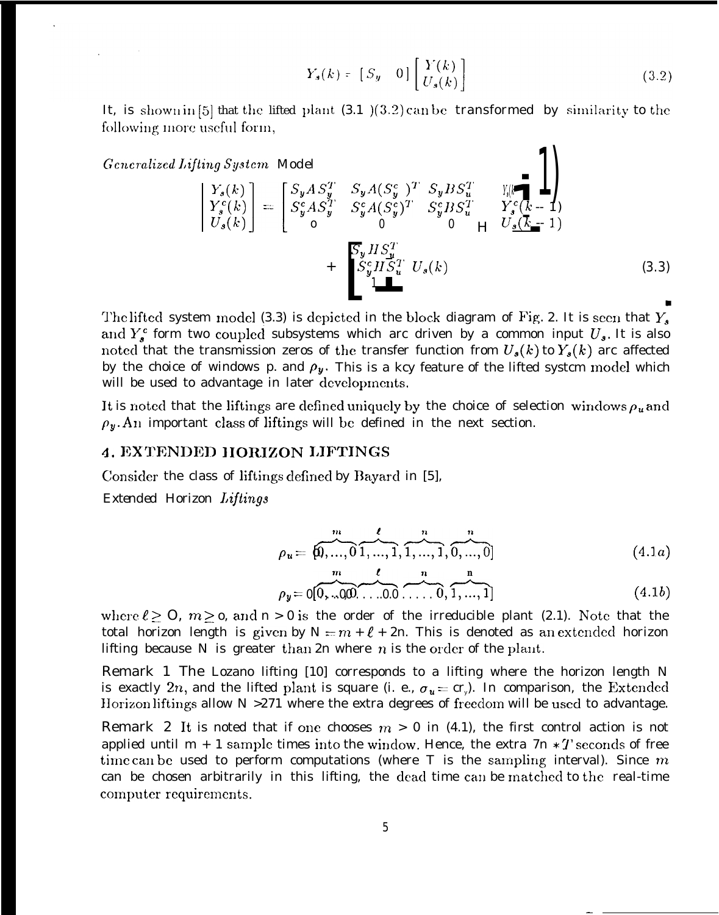$$Y_s(k) = \begin{bmatrix} S_y & 0 \end{bmatrix} \begin{bmatrix} Y(k) \\ U_s(k) \end{bmatrix} \tag{3.2}$$

It, is shown in [5] that the lifted plant (3.1 )(3.2) can be transformed by similarity to the following more useful form,

*Generalized Lifting System Model*

$$\begin{bmatrix} Y_s(k) \\ Y_s^c(k) \\ U_s(k) \end{bmatrix} = \begin{bmatrix} S_y A S_y^T & S_y A (S_y^c)^T & S_y B S_u^T \\ S_y^c A S_y^T & S_y^c A (S_y^c)^T & S_y^c B S_u^T \\ 0 & 0 & 0 \end{bmatrix} \begin{bmatrix} Y_s(k-1) \\ Y_s^c(k-1) \\ U_s(k-1) \end{bmatrix} + \begin{bmatrix} S_y H S_u^T \\ S_y^c H S_u^T \\ 1 \end{bmatrix} U_s(k) \tag{3.3}$$

The lifted system model (3.3) is depicted in the block diagram of Fig. 2. It is seen that $Y_s$ and $Y_s^c$ form two coupled subsystems which are driven by a common input $U_s$. It is also noted that the transmission zeros of the transfer function from $U_s(k)$ to $Y_s(k)$ are affected by the choice of windows p. and $\rho_y$. This is a key feature of the lifted system model which will be used to advantage in later developments.

It is noted that the liftings are defined uniquely by the choice of selection windows $\rho_u$ and $\rho_y$. An important class of liftings will be defined in the next section.

## 4. EXTENDED HORIZON LIFTINGS

Consider the class of liftings defined by Bayard in [5],

Extended Horizon *Liftings*

$$\rho_u = [\overbrace{0,...,0}^{m}\overbrace{1,...,1}^{\ell},\overbrace{1,...,1}^{n},\overbrace{0,...,0}^{n}] \tag{4.1a}$$

$$\rho_y = [\overbrace{0,...,0}^{m}\overbrace{0,...,0}^{\ell}\overbrace{0,...,0}^{n},\overbrace{1,...,1}^{n}] \tag{4.1b}$$

where $\ell \geq 0$, $m \geq 0$, and $n > 0$ is the order of the irreducible plant (2.1). Note that the total horizon length is given by $N = m + \ell + 2n$. This is denoted as an extended horizon lifting because N is greater than 2n where $n$ is the order of the plant.

**Remark 1** The Lozano lifting [10] corresponds to a lifting where the horizon length N is exactly $2n$, and the lifted plant is square (i. e., $\sigma_u = \sigma_y$). In comparison, the Extended Horizon liftings allow $N > 2n$ where the extra degrees of freedom will be used to advantage.

**Remark 2** It is noted that if one chooses $m > 0$ in (4.1), the first control action is not applied until m + 1 sample times into the window. Hence, the extra $m * T$ seconds of free time can be used to perform computations (where T is the sampling interval). Since $m$ can be chosen arbitrarily in this lifting, the dead time can be matched to the real-time computer requirements.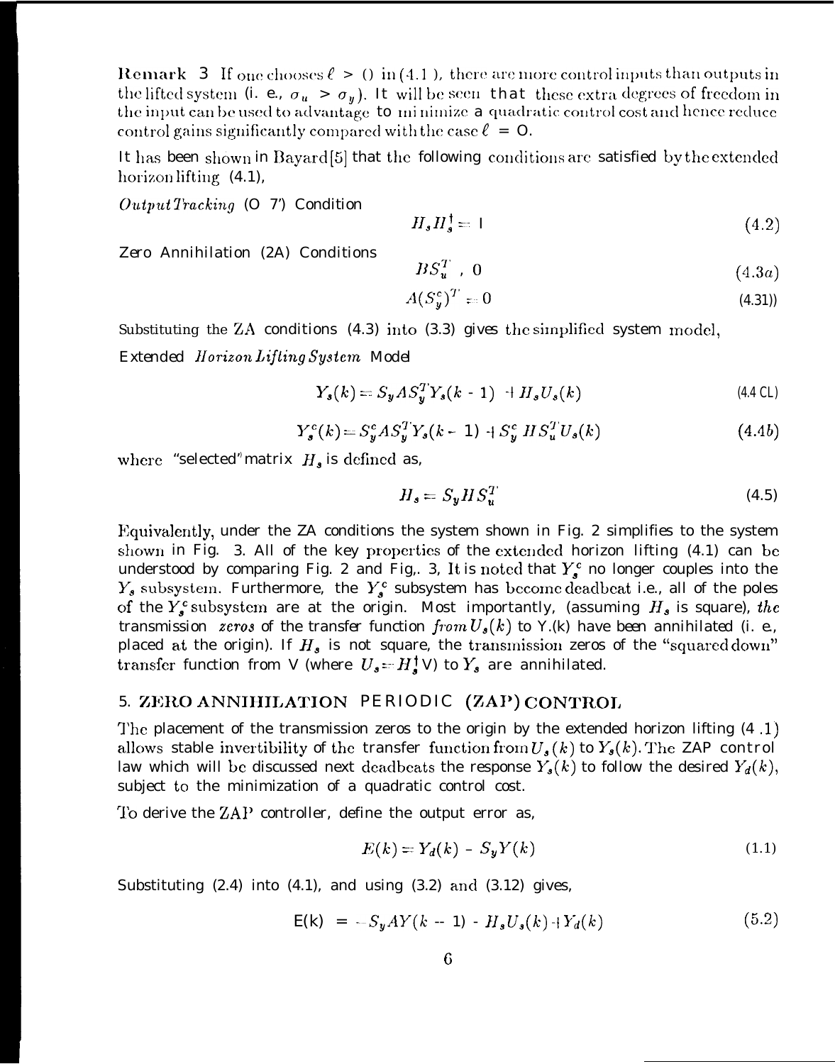**Remark 3** If one chooses $\ell > 0$ in (4.1), there are more control inputs than outputs in the lifted system (i. e., $\sigma_u > \sigma_y$). It will be seen that these extra degrees of freedom in the input can be used to advantage to minimize a quadratic control cost and hence reduce control gains significantly compared with the case $\ell = 0$.

It has been shown in Bayard[5] that the following conditions are satisfied by the extended horizon lifting (4.1),

*Output Tracking* (OT) Condition

$$H_s H_s^{\dagger} = I \tag{4.2}$$

Zero Annihilation (ZA) Conditions

$$BS_u^T = 0 \tag{4.3a}$$

$$A(S_y^c)^T = 0 \tag{4.3b}$$

Substituting the ZA conditions (4.3) into (3.3) gives the simplified system model,

Extended *Horizon Lifting System* Model

$$Y_s(k) = S_y A S_y^T Y_s(k-1) + H_s U_s(k) \tag{4.4a}$$

$$Y_s^c(k) = S_y^c A S_y^T Y_s(k-1) + S_y^c H S_u^T U_s(k) \tag{4.4b}$$

where "selected" matrix $H_s$ is defined as,

$$H_s = S_y H S_u^T \tag{4.5}$$

Equivalently, under the ZA conditions the system shown in Fig. 2 simplifies to the system shown in Fig. 3. All of the key properties of the extended horizon lifting (4.1) can be understood by comparing Fig. 2 and Fig. 3. It is noted that $Y_s^c$ no longer couples into the $Y_s$ subsystem. Furthermore, the $Y_s^c$ subsystem has become deadbeat i.e., all of the poles of the $Y_s^c$ subsystem are at the origin. Most importantly, (assuming $H_s$ is square), *the* transmission *zeros* of the transfer function *from* $U_s(k)$ to $Y_s(k)$ have been annihilated (i. e., placed at the origin). If $H_s$ is not square, the transmission zeros of the "squared down" transfer function from V (where $U_s = H_s^{\dagger} V$) to $Y_s$ are annihilated.

## 5. ZERO ANNIHILATION PERIODIC (ZAP) CONTROL

The placement of the transmission zeros to the origin by the extended horizon lifting (4.1) allows stable invertibility of the transfer function from $U_s(k)$ to $Y_s(k)$. The ZAP control law which will be discussed next deadbeats the response $Y_s(k)$ to follow the desired $Y_d(k)$, subject to the minimization of a quadratic control cost.

To derive the ZAP controller, define the output error as,

$$E(k) = Y_d(k) - S_y Y(k) \tag{5.1}$$

Substituting (2.4) into (4.1), and using (3.2) and (3.12) gives,

$$E(k) = -S_y A Y(k-1) - H_s U_s(k) + Y_d(k) \tag{5.2}$$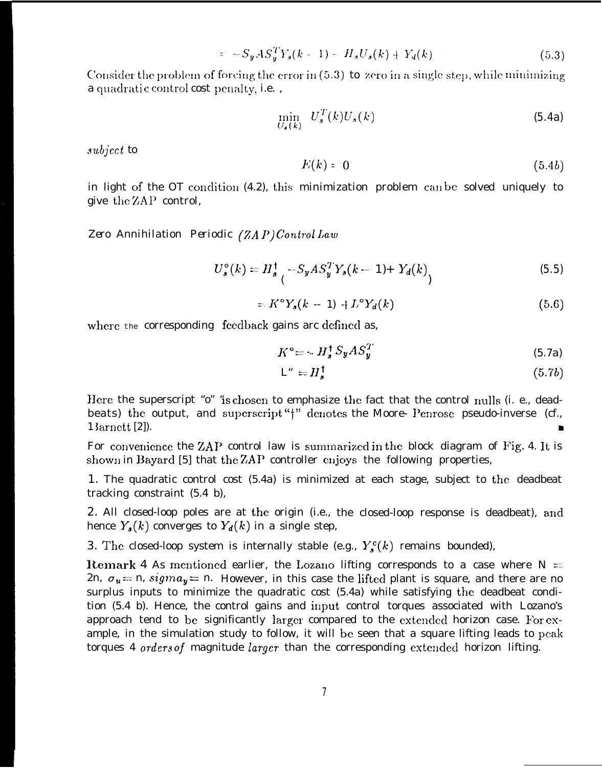$$= -S_y A S_y^T Y_s(k-1) - H_s U_s(k) + Y_d(k) \tag{5.3}$$

Consider the problem of forcing the error in (5.3) to zero in a single step, while minimizing a quadratic control cost penalty, i.e.,

$$\min_{U_s(k)} \quad U_s^T(k) U_s(k) \tag{5.4a}$$

*subject* to

$$E(k) = 0 \tag{5.4b}$$

in light of the OT condition (4.2), this minimization problem can be solved uniquely to give the ZAP control,

Zero Annihilation Periodic *(ZAP) Control Law*

$$U_s^o(k) = H_s^\dagger \left( -S_y A S_y^T Y_s(k-1) + Y_d(k) \right) \tag{5.5}$$

$$= K^o Y_s(k-1) + L^o Y_d(k) \tag{5.6}$$

where the corresponding feedback gains are defined as,

$$K^o = -H_s^\dagger S_y A S_y^T \tag{5.7a}$$

$$L^o = H_s^\dagger \tag{5.7b}$$

Here the superscript "o" is chosen to emphasize the fact that the control nulls (i. e., deadbeats) the output, and superscript "†" denotes the Moore- Penrose pseudo-inverse (cf., Barnett [2]). ■

For convenience the ZAP control law is summarized in the block diagram of Fig. 4. It is shown in Bayard [5] that the ZAP controller enjoys the following properties,

1. The quadratic control cost (5.4a) is minimized at each stage, subject to the deadbeat tracking constraint (5.4 b),

2. All closed-loop poles are at the origin (i.e., the closed-loop response is deadbeat), and hence $Y_s(k)$ converges to $Y_d(k)$ in a single step,

3. The closed-loop system is internally stable (e.g., $Y_s^c(k)$ remains bounded),

**Remark** 4 As mentioned earlier, the Lozano lifting corresponds to a case where N = 2n, $\sigma_u$ = n, $sigma_y$ = n. However, in this case the lifted plant is square, and there are no surplus inputs to minimize the quadratic cost (5.4a) while satisfying the deadbeat condition (5.4 b). Hence, the control gains and input control torques associated with Lozano's approach tend to be significantly larger compared to the extended horizon case. For example, in the simulation study to follow, it will be seen that a square lifting leads to peak torques 4 *orders of* magnitude *larger* than the corresponding extended horizon lifting.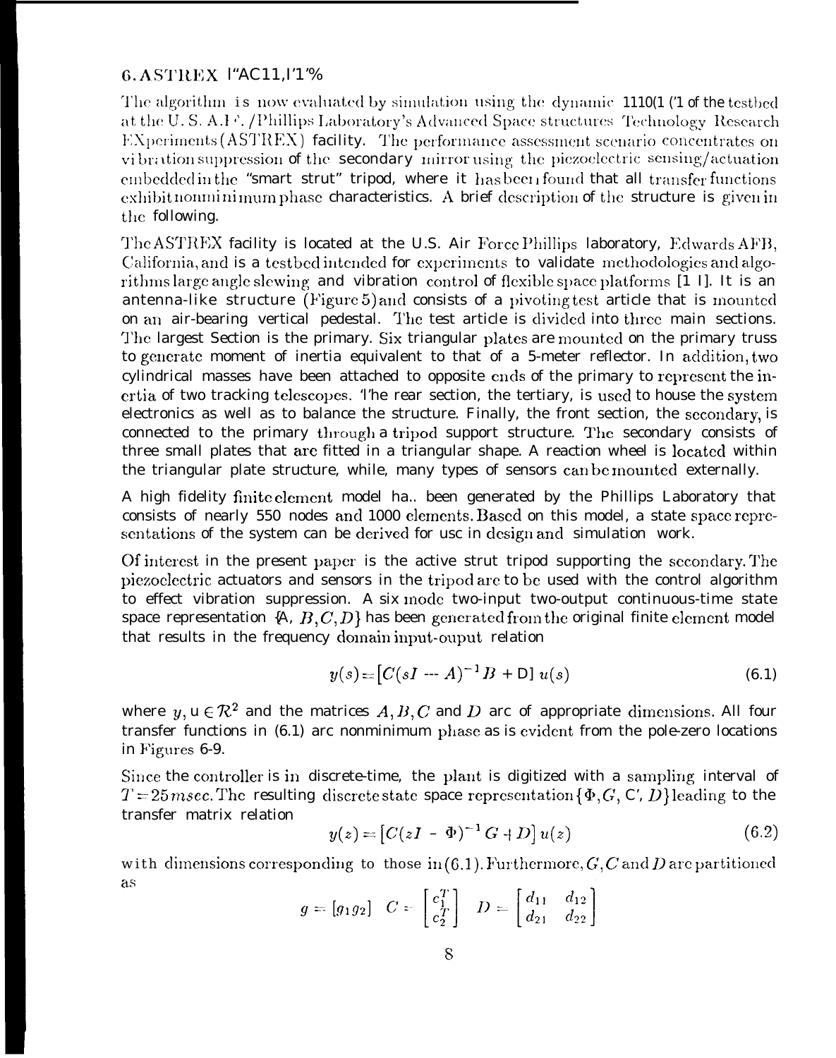## 6. ASTREX Facility

The algorithm is now evaluated by simulation using the dynamic model of the testbed at the U. S. A.F. /Phillips Laboratory's Advanced Space structures Technology Research EXperiments (ASTREX) facility. The performance assessment scenario concentrates on vibration suppression of the secondary mirror using the piezoelectric sensing/actuation embedded in the "smart strut" tripod, where it has been found that all transfer functions exhibit nonminimum phase characteristics. A brief description of the structure is given in the following.

The ASTREX facility is located at the U.S. Air Force Phillips laboratory, Edwards AFB, California, and is a testbed intended for experiments to validate methodologies and algorithms large angle slewing and vibration control of flexible space platforms [11]. It is an antenna-like structure (Figure 5) and consists of a pivoting test article that is mounted on an air-bearing vertical pedestal. The test article is divided into three main sections. The largest Section is the primary. Six triangular plates are mounted on the primary truss to generate moment of inertia equivalent to that of a 5-meter reflector. In addition, two cylindrical masses have been attached to opposite ends of the primary to represent the inertia of two tracking telescopes. The rear section, the tertiary, is used to house the system electronics as well as to balance the structure. Finally, the front section, the secondary, is connected to the primary through a tripod support structure. The secondary consists of three small plates that are fitted in a triangular shape. A reaction wheel is located within the triangular plate structure, while, many types of sensors can be mounted externally.

A high fidelity finite element model ha.. been generated by the Phillips Laboratory that consists of nearly 550 nodes and 1000 elements. Based on this model, a state space representations of the system can be derived for use in design and simulation work.

Of interest in the present paper is the active strut tripod supporting the secondary. The piezoelectric actuators and sensors in the tripod are to be used with the control algorithm to effect vibration suppression. A six mode two-input two-output continuous-time state space representation $\{A, B, C, D\}$ has been generated from the original finite element model that results in the frequency domain input-ouput relation

$$y(s) = \left[C(sI - A)^{-1}B + D\right] u(s) \tag{6.1}$$

where $y, u \in \mathcal{R}^2$ and the matrices $A, B, C$ and $D$ are of appropriate dimensions. All four transfer functions in (6.1) are nonminimum phase as is evident from the pole-zero locations in Figures 6-9.

Since the controller is in discrete-time, the plant is digitized with a sampling interval of $T = 25\, msec$. The resulting discrete state space representation $\{\Phi, G, C, D\}$ leading to the transfer matrix relation

$$y(z) = \left[C(zI - \Phi)^{-1}G + D\right] u(z) \tag{6.2}$$

with dimensions corresponding to those in (6.1). Furthermore, $G, C$ and $D$ are partitioned as

$$g = [g_1 g_2] \quad C = \begin{bmatrix} c_1^T \\ c_2^T \end{bmatrix} \quad D = \begin{bmatrix} d_{11} & d_{12} \\ d_{21} & d_{22} \end{bmatrix}$$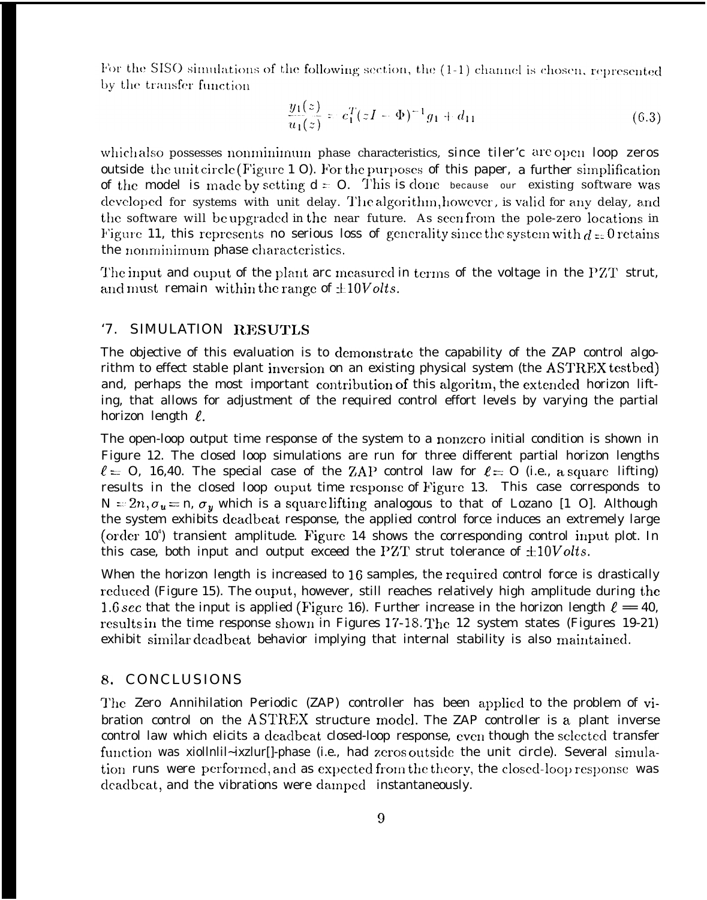For the SISO simulations of the following section, the (1-1) channel is chosen, represented by the transfer function

$$\frac{y_1(z)}{u_1(z)} = c_1^T (zI - \Phi)^{-1} g_1 + d_{11} \tag{6.3}$$

which also possesses nonminimum phase characteristics, since there are open loop zeros outside the unit circle (Figure 10). For the purposes of this paper, a further simplification of the model is made by setting d = 0. This is done because our existing software was developed for systems with unit delay. The algorithm, however, is valid for any delay, and the software will be upgraded in the near future. As seen from the pole-zero locations in Figure 11, this represents no serious loss of generality since the system with $d = 0$ retains the nonminimum phase characteristics.

The input and ouput of the plant are measured in terms of the voltage in the PZT strut, and must remain within the range of $\pm 10 Volts$.

## 7. SIMULATION RESUTLS

The objective of this evaluation is to demonstrate the capability of the ZAP control algorithm to effect stable plant inversion on an existing physical system (the ASTREX testbed) and, perhaps the most important contribution of this algoritm, the extended horizon lifting, that allows for adjustment of the required control effort levels by varying the partial horizon length $\ell$.

The open-loop output time response of the system to a nonzero initial condition is shown in Figure 12. The closed loop simulations are run for three different partial horizon lengths $\ell = 0, 16, 40$. The special case of the ZAP control law for $\ell = 0$ (i.e., a square lifting) results in the closed loop ouput time response of Figure 13. This case corresponds to $N = 2n, \sigma_u = n, \sigma_y$ which is a square lifting analogous to that of Lozano [10]. Although the system exhibits deadbeat response, the applied control force induces an extremely large (order $10^4$) transient amplitude. Figure 14 shows the corresponding control input plot. In this case, both input and output exceed the PZT strut tolerance of $\pm 10 Volts$.

When the horizon length is increased to 16 samples, the required control force is drastically reduced (Figure 15). The ouput, however, still reaches relatively high amplitude during the $1.6 sec$ that the input is applied (Figure 16). Further increase in the horizon length $\ell = 40$, results in the time response shown in Figures 17-18. The 12 system states (Figures 19-21) exhibit similar deadbeat behavior implying that internal stability is also maintained.

## 8. CONCLUSIONS

The Zero Annihilation Periodic (ZAP) controller has been applied to the problem of vibration control on the ASTREX structure model. The ZAP controller is a plant inverse control law which elicits a deadbeat closed-loop response, even though the selected transfer function was nonminimum-phase (i.e., had zeros outside the unit circle). Several simulation runs were performed, and as expected from the theory, the closed-loop response was deadbeat, and the vibrations were damped instantaneously.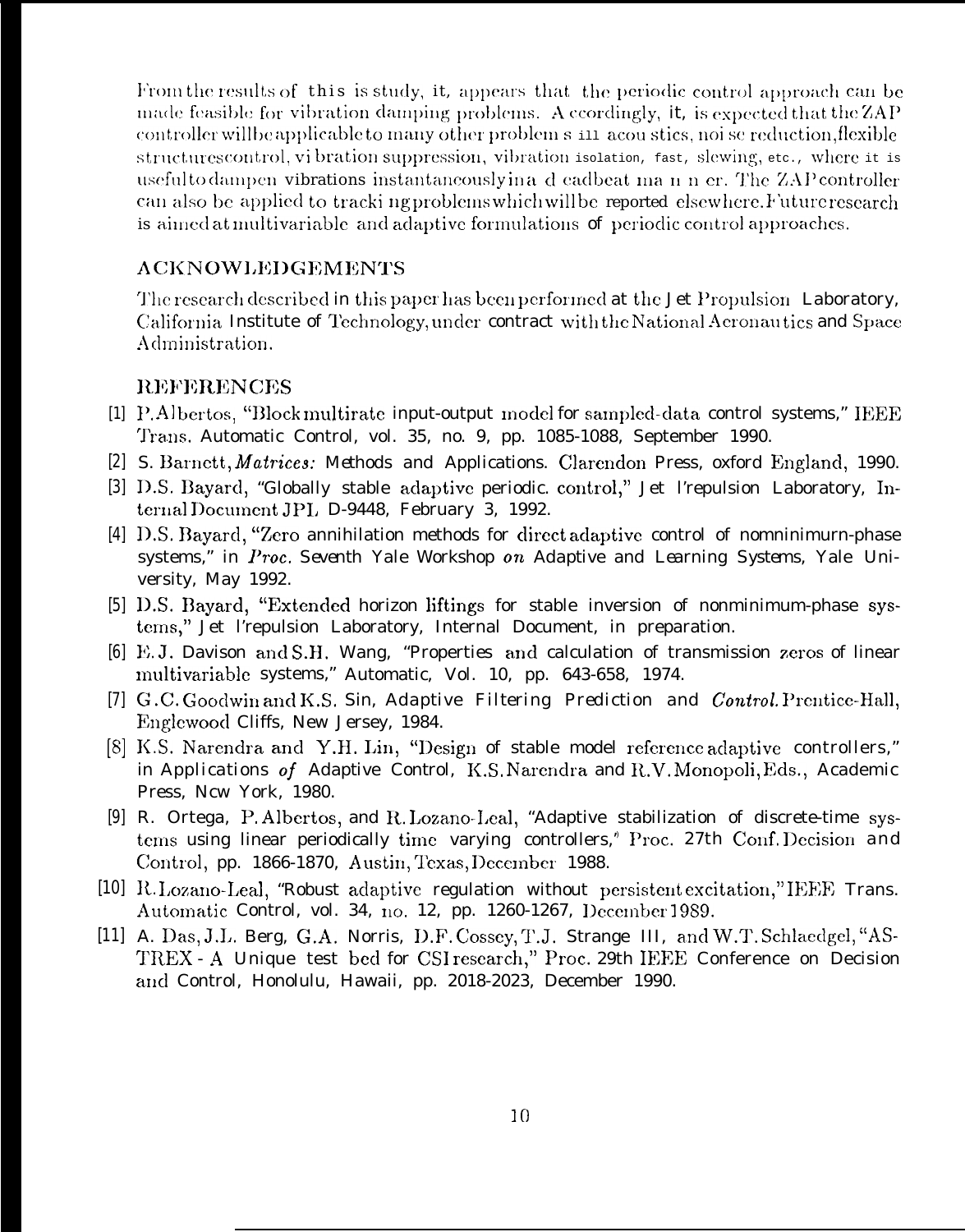From the results of this is study, it, appears that the periodic control approach can be made feasible for vibration damping problems. Accordingly, it, is expected that the ZAP controller will be applicable to many other problems in acoustics, noise reduction, flexible structures control, vibration suppression, vibration isolation, fast, slewing, etc., where it is useful to dampen vibrations instantaneously in a deadbeat manner. The ZAP controller can also be applied to tracking problems which will be reported elsewhere. Future research is aimed at multivariable and adaptive formulations of periodic control approaches.

## ACKNOWLEDGEMENTS

The research described in this paper has been performed at the Jet Propulsion Laboratory, California Institute of Technology, under contract with the National Aeronautics and Space Administration.

## REFERENCES

[1] P. Albertos, "Block multirate input-output model for sampled-data control systems," IEEE Trans. Automatic Control, vol. 35, no. 9, pp. 1085-1088, September 1990.

[2] S. Barnett, *Matrices: Methods and Applications*. Clarendon Press, oxford England, 1990.

[3] D.S. Bayard, "Globally stable adaptive periodic. control," Jet Propulsion Laboratory, Internal Document JPL D-9448, February 3, 1992.

[4] D.S. Bayard, "Zero annihilation methods for direct adaptive control of nonminimum-phase systems," in *Proc.* Seventh Yale Workshop *on* Adaptive and Learning Systems, Yale University, May 1992.

[5] D.S. Bayard, "Extended horizon liftings for stable inversion of nonminimum-phase systems," Jet Propulsion Laboratory, Internal Document, in preparation.

[6] E.J. Davison and S.H. Wang, "Properties and calculation of transmission zeros of linear multivariable systems," Automatic, Vol. 10, pp. 643-658, 1974.

[7] G.C. Goodwin and K.S. Sin, Adaptive Filtering Prediction and *Control*. Prentice-Hall, Englewood Cliffs, New Jersey, 1984.

[8] K.S. Narendra and Y.H. Lin, "Design of stable model reference adaptive controllers," in Applications *of* Adaptive Control, K.S. Narendra and R.V. Monopoli, Eds., Academic Press, New York, 1980.

[9] R. Ortega, P. Albertos, and R. Lozano-Leal, "Adaptive stabilization of discrete-time systems using linear periodically time varying controllers," Proc. 27th Conf. Decision and Control, pp. 1866-1870, Austin, Texas, December 1988.

[10] R. Lozano-Leal, "Robust adaptive regulation without persistent excitation," IEEE Trans. Automatic Control, vol. 34, no. 12, pp. 1260-1267, December 1989.

[11] A. Das, J.L. Berg, G.A. Norris, D.F. Cossey, T.J. Strange III, and W.T. Schlaedgel, "ASTREX - A Unique test bed for CSI research," Proc. 29th IEEE Conference on Decision and Control, Honolulu, Hawaii, pp. 2018-2023, December 1990.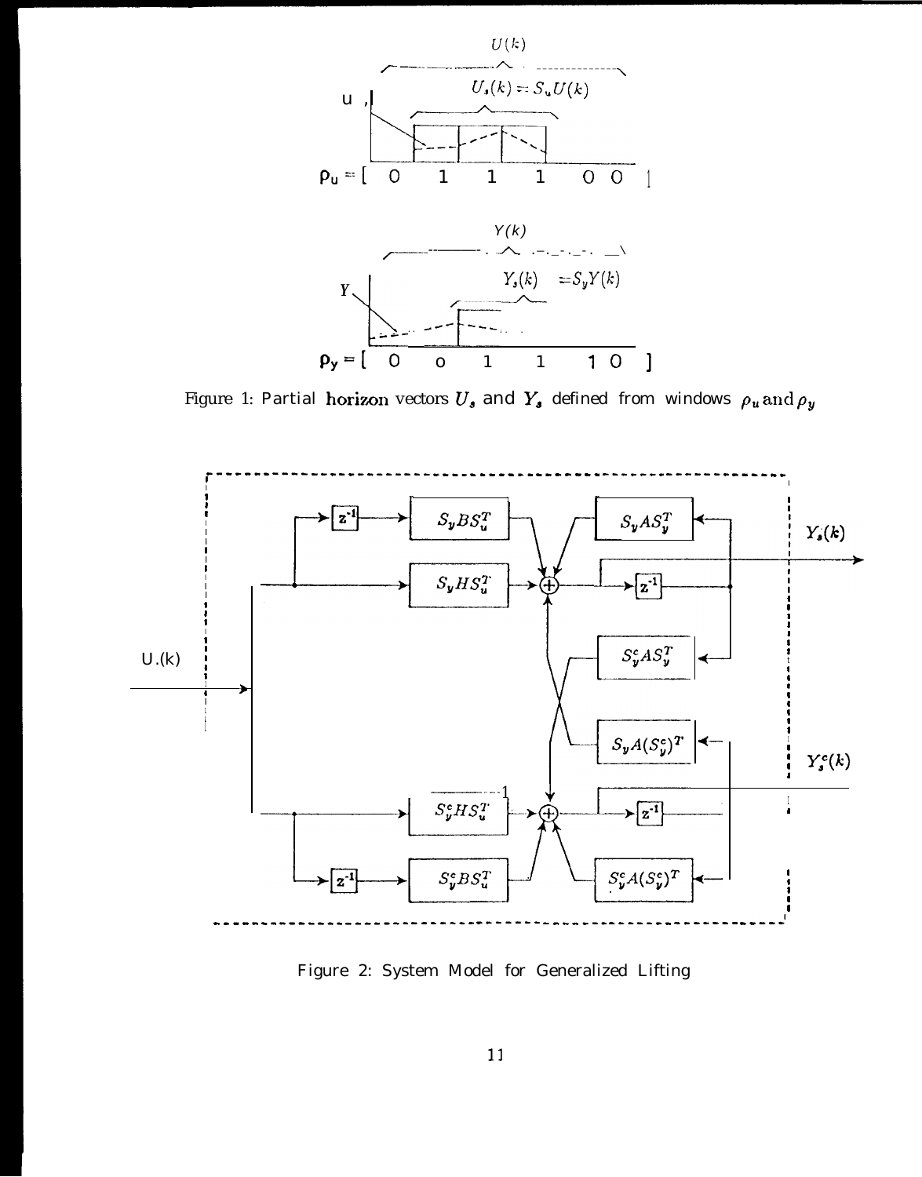Figure 1: Partial horizon vectors $U_s$ and $Y_s$ defined from windows $\rho_u$ and $\rho_y$

Figure 2: System Model for Generalized Lifting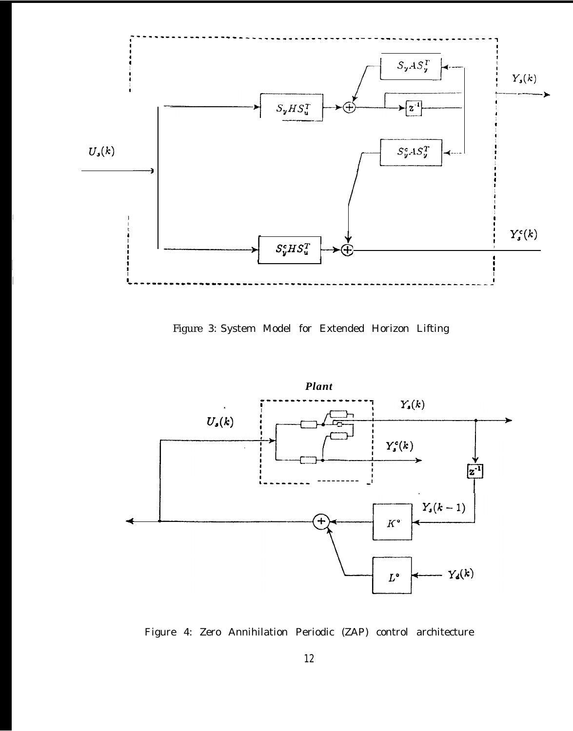Figure 3: System Model for Extended Horizon Lifting

Figure 4: Zero Annihilation Periodic (ZAP) control architecture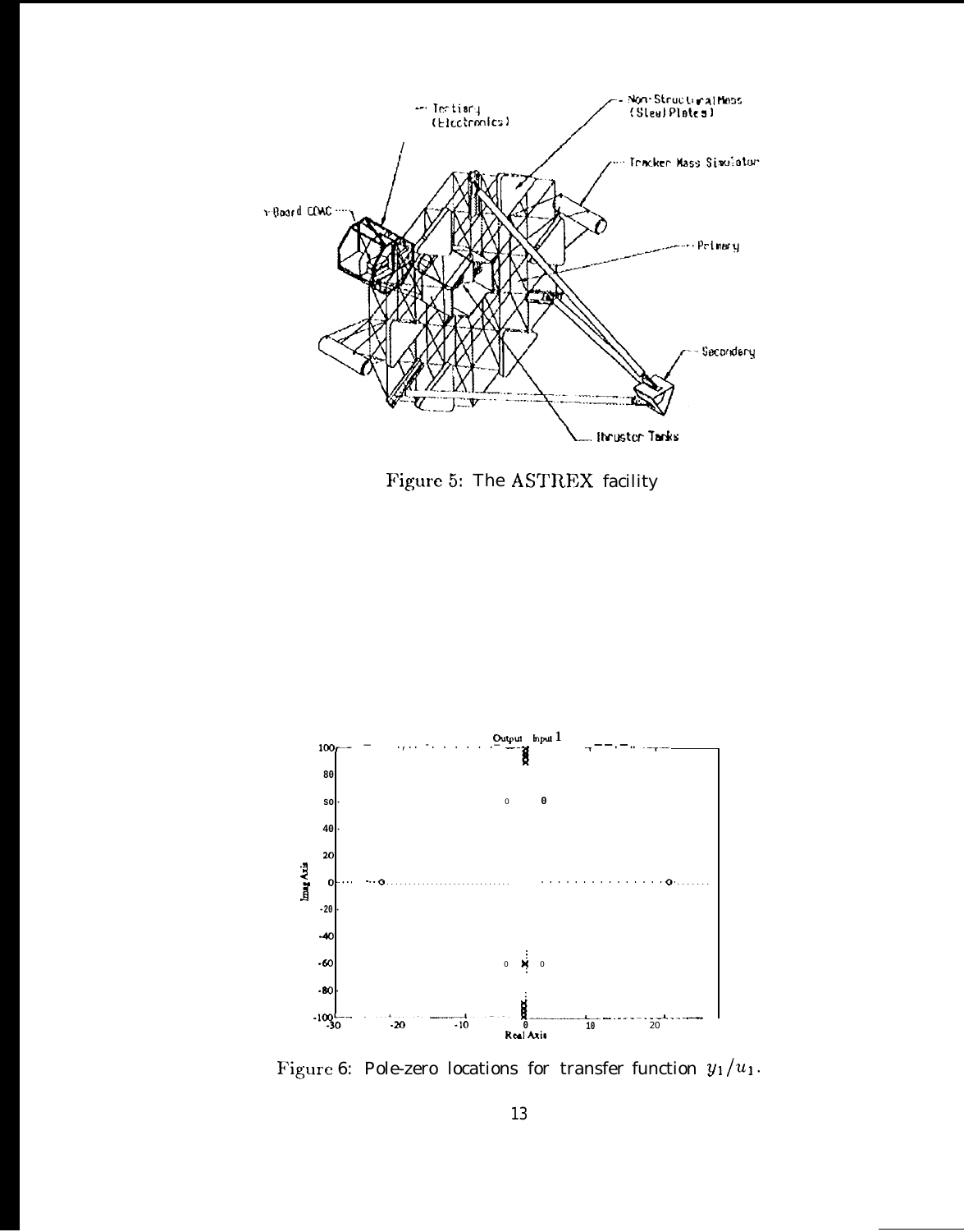Figure 5: The ASTREX facility

Figure 6: Pole-zero locations for transfer function $y_1/u_1$.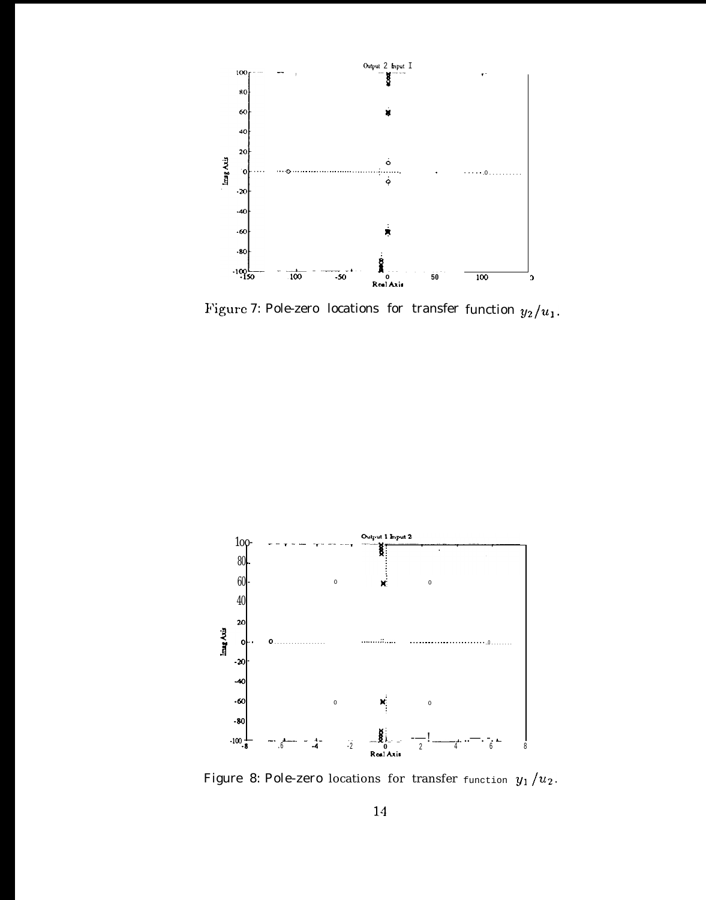Figure 7: Pole-zero locations for transfer function $y_2/u_1$.

Figure 8: Pole-zero locations for transfer function $y_1/u_2$.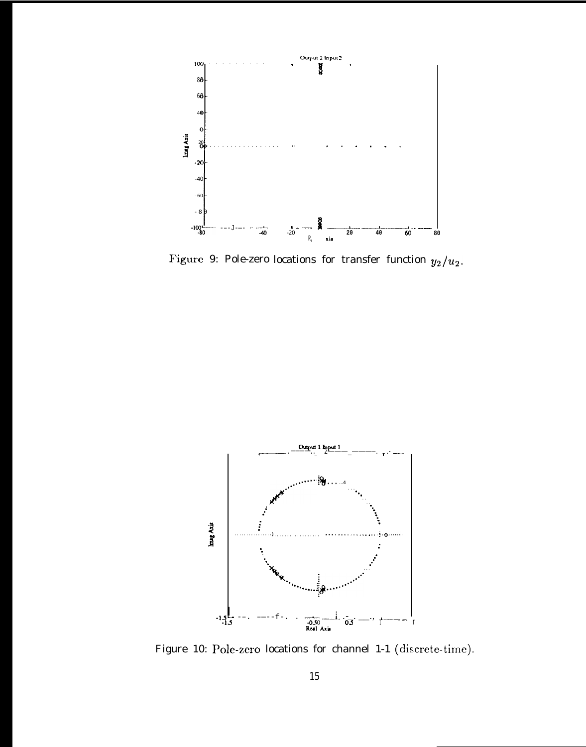Figure 9: Pole-zero locations for transfer function $y_2/u_2$.

Figure 10: Pole-zero locations for channel 1-1 (discrete-time).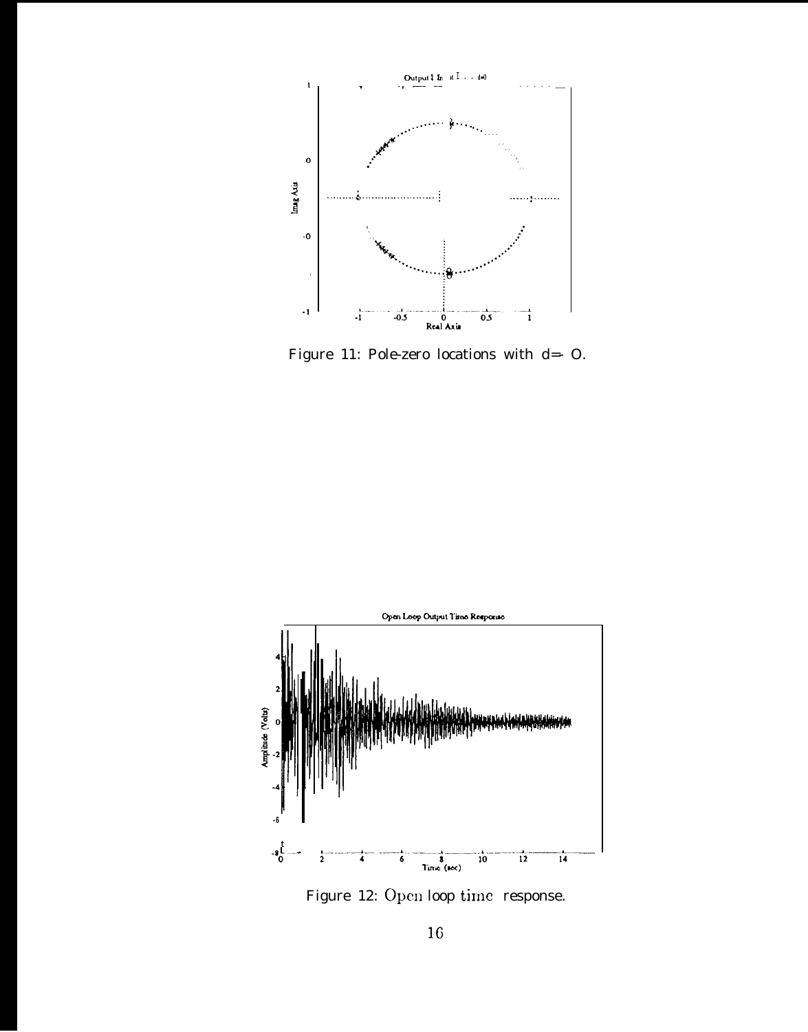Figure 11: Pole-zero locations with d= O.

Figure 12: Open loop time response.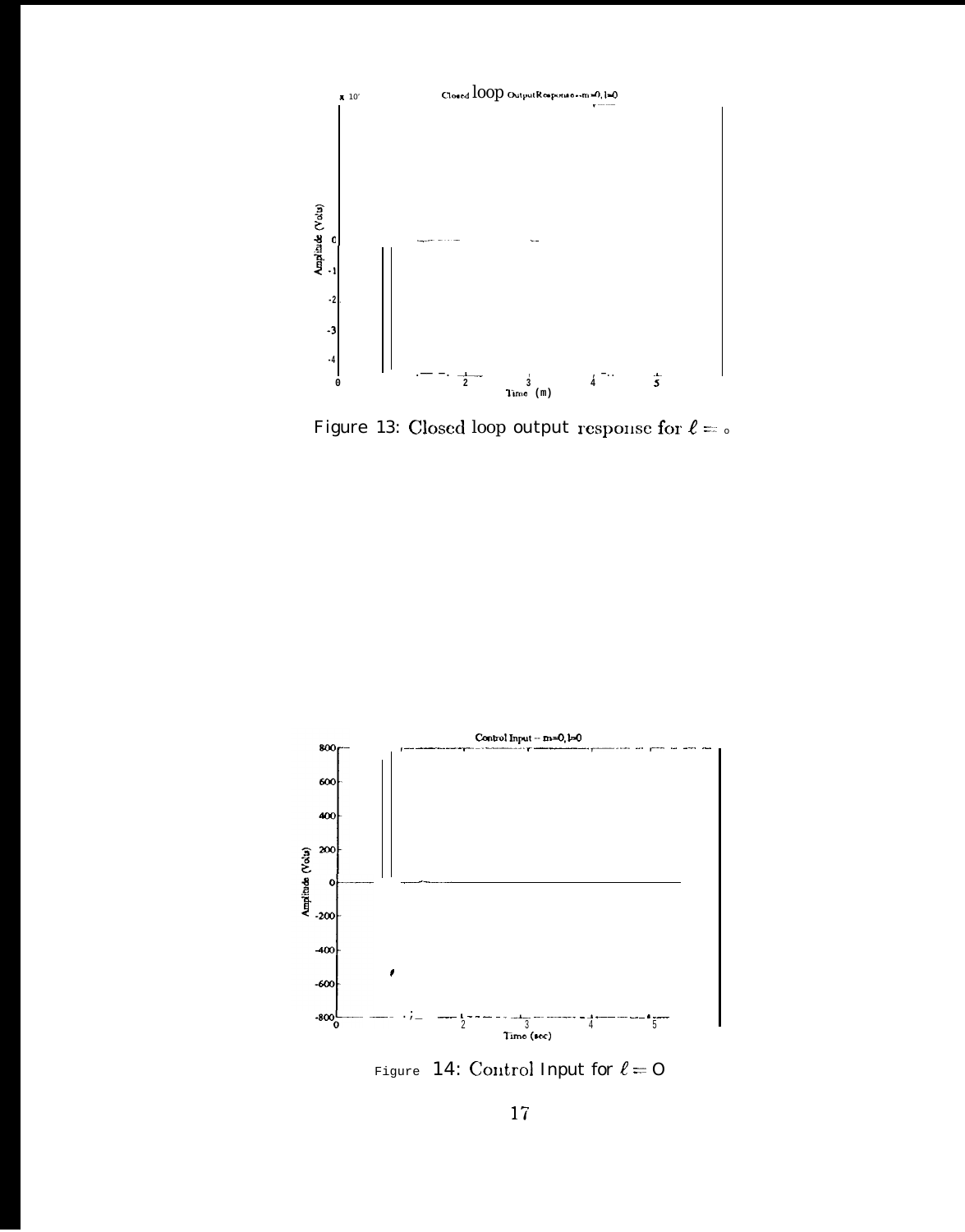Figure 13: Closed loop output response for $\ell = 0$

Figure 14: Control Input for $\ell = 0$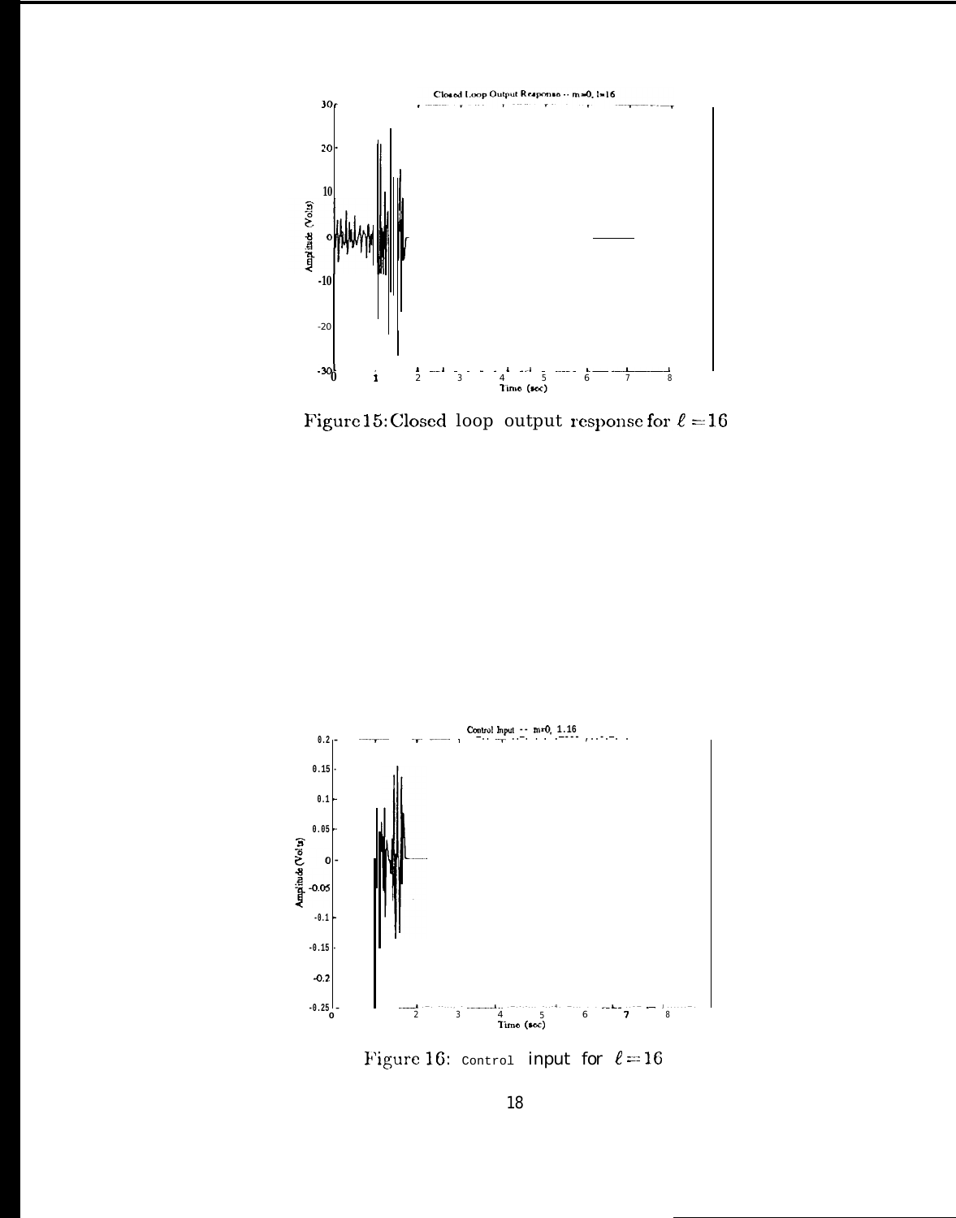Figure 15: Closed loop output response for $\ell = 16$

Figure 16: Control input for $\ell = 16$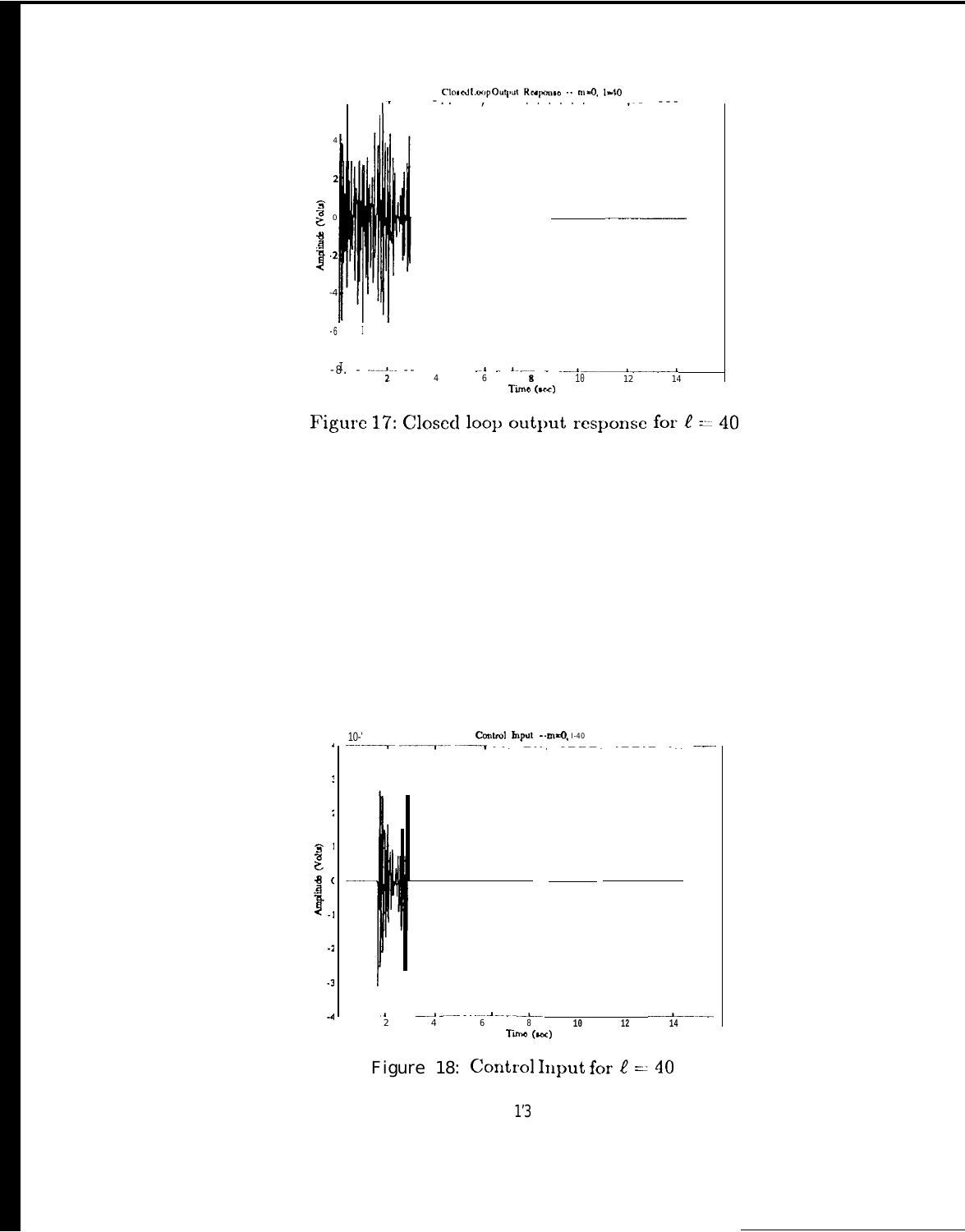Figure 17: Closed loop output response for $\ell = 40$

Figure 18: Control Input for $\ell = 40$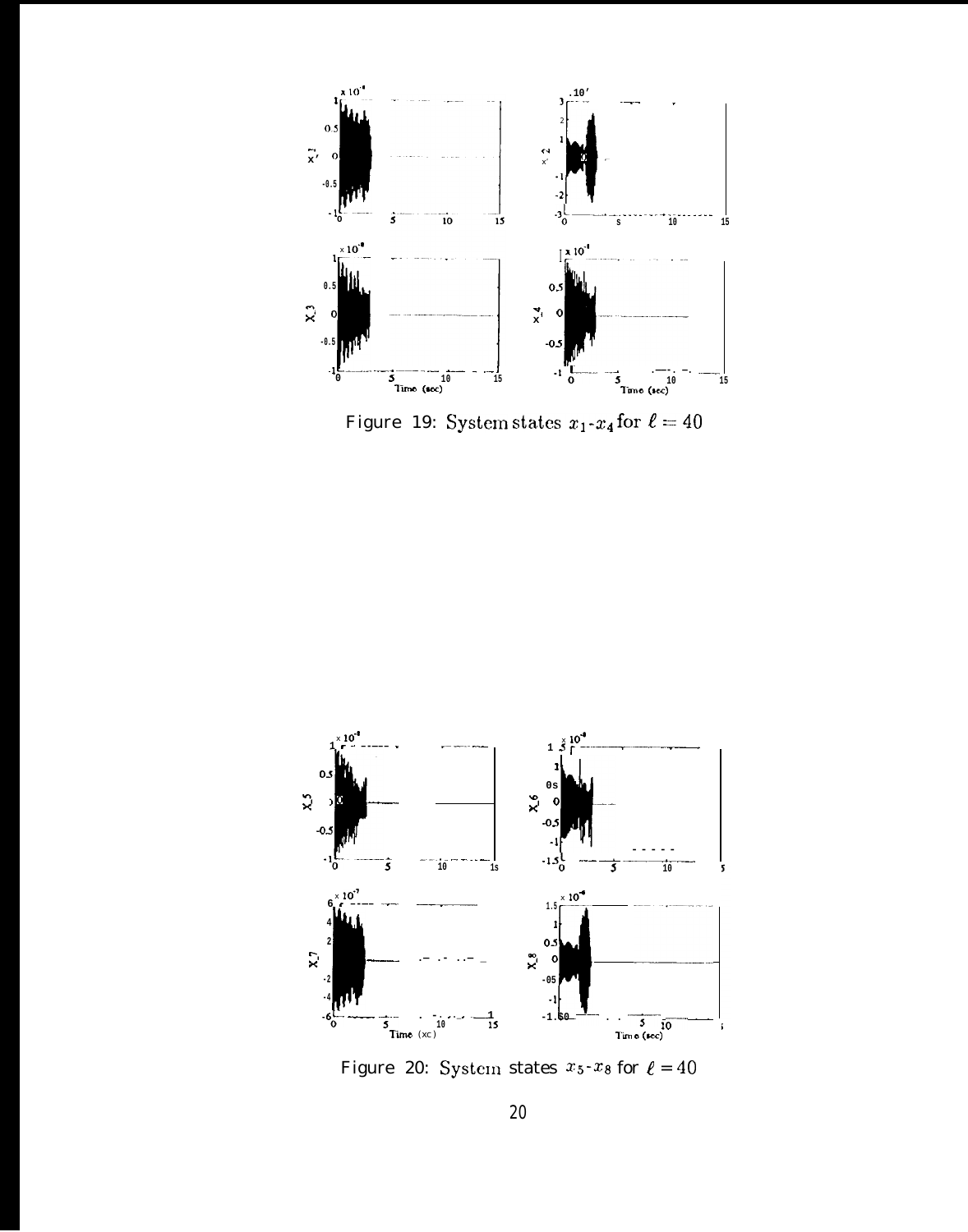Figure 19: System states $x_1$-$x_4$ for $\ell = 40$

Figure 20: System states $x_5$-$x_8$ for $\ell = 40$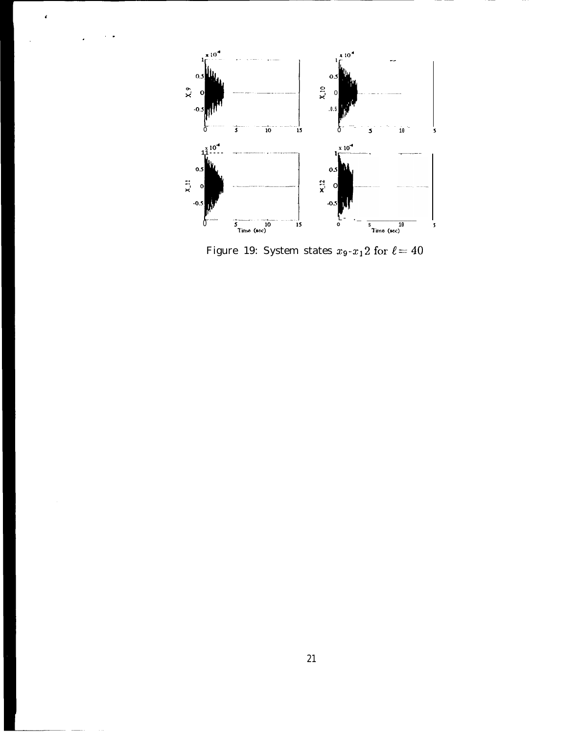x 10^-4

1

0.5

X_9 0

-0.5

0 5 10 15

x 10^-4

1

0.5

X_10 0

.0.5

0 5 10 5

x 10^-4

1

0.5

X_11 0

-0.5

0 5 10 15

Time (sec)

x 10^-4

1

0.5

X_12 0

-0.5

0 5 10 5

Time (sec)

Figure 19: System states $x_9$-$x_12$ for $\ell = 40$